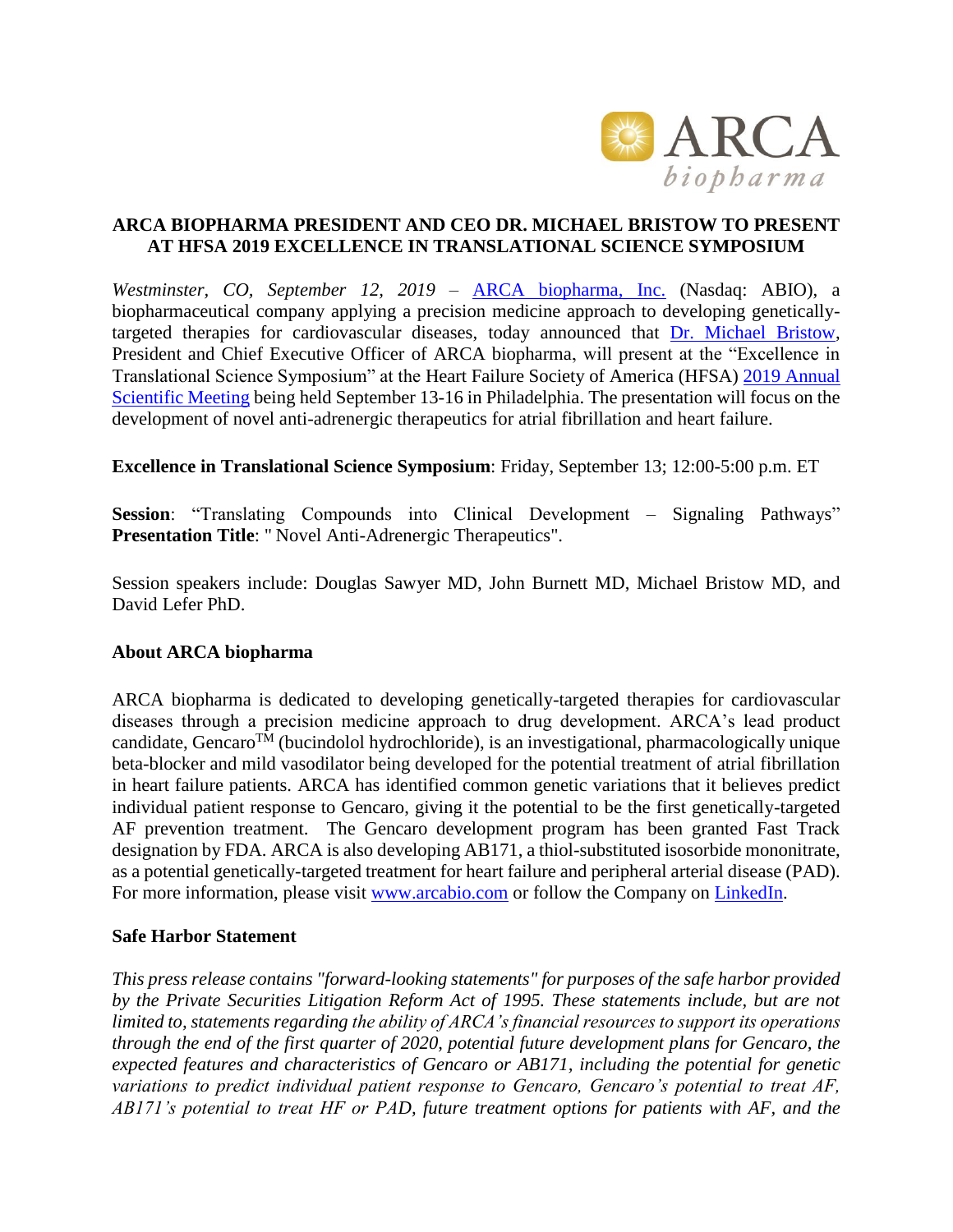ARCA biopharma

# ARCA BIOPHARMA PRESIDENT AND CEO DR. MICHAEL BRISTOW TO PRESENT AT HFSA 2019 EXCELLENCE IN TRANSLATIONAL SCIENCE SYMPOSIUM

*Westminster, CO, September 12, 2019* – ARCA biopharma, Inc. (Nasdaq: ABIO), a biopharmaceutical company applying a precision medicine approach to developing genetically-targeted therapies for cardiovascular diseases, today announced that Dr. Michael Bristow, President and Chief Executive Officer of ARCA biopharma, will present at the "Excellence in Translational Science Symposium" at the Heart Failure Society of America (HFSA) 2019 Annual Scientific Meeting being held September 13-16 in Philadelphia. The presentation will focus on the development of novel anti-adrenergic therapeutics for atrial fibrillation and heart failure.

**Excellence in Translational Science Symposium**: Friday, September 13; 12:00-5:00 p.m. ET

**Session**: "Translating Compounds into Clinical Development – Signaling Pathways"
**Presentation Title**: " Novel Anti-Adrenergic Therapeutics".

Session speakers include: Douglas Sawyer MD, John Burnett MD, Michael Bristow MD, and David Lefer PhD.

## About ARCA biopharma

ARCA biopharma is dedicated to developing genetically-targeted therapies for cardiovascular diseases through a precision medicine approach to drug development. ARCA's lead product candidate, Gencaro™ (bucindolol hydrochloride), is an investigational, pharmacologically unique beta-blocker and mild vasodilator being developed for the potential treatment of atrial fibrillation in heart failure patients. ARCA has identified common genetic variations that it believes predict individual patient response to Gencaro, giving it the potential to be the first genetically-targeted AF prevention treatment. The Gencaro development program has been granted Fast Track designation by FDA. ARCA is also developing AB171, a thiol-substituted isosorbide mononitrate, as a potential genetically-targeted treatment for heart failure and peripheral arterial disease (PAD). For more information, please visit www.arcabio.com or follow the Company on LinkedIn.

## Safe Harbor Statement

*This press release contains "forward-looking statements" for purposes of the safe harbor provided by the Private Securities Litigation Reform Act of 1995. These statements include, but are not limited to, statements regarding the ability of ARCA's financial resources to support its operations through the end of the first quarter of 2020, potential future development plans for Gencaro, the expected features and characteristics of Gencaro or AB171, including the potential for genetic variations to predict individual patient response to Gencaro, Gencaro's potential to treat AF, AB171's potential to treat HF or PAD, future treatment options for patients with AF, and the*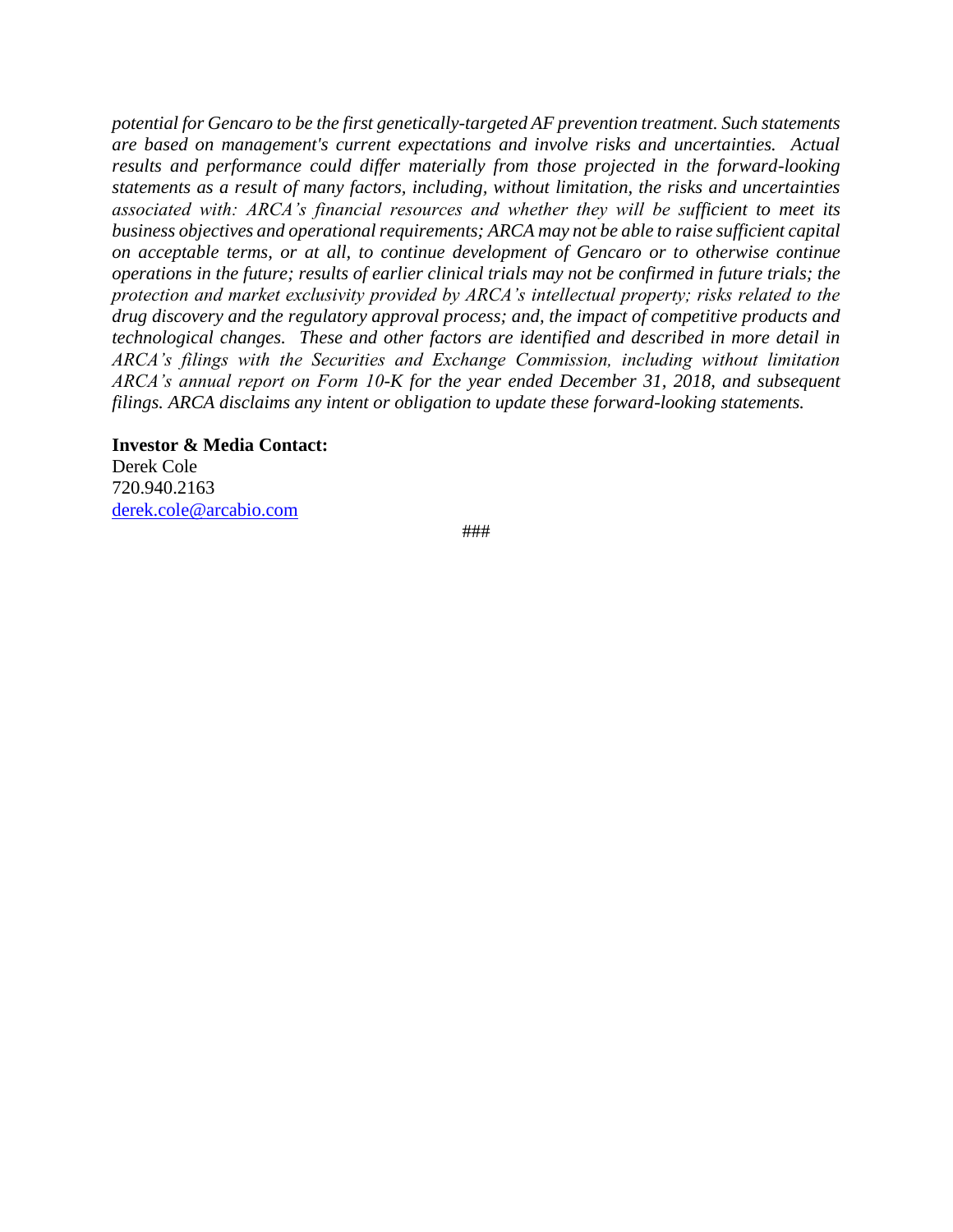*potential for Gencaro to be the first genetically-targeted AF prevention treatment. Such statements are based on management's current expectations and involve risks and uncertainties. Actual results and performance could differ materially from those projected in the forward-looking statements as a result of many factors, including, without limitation, the risks and uncertainties associated with: ARCA's financial resources and whether they will be sufficient to meet its business objectives and operational requirements; ARCA may not be able to raise sufficient capital on acceptable terms, or at all, to continue development of Gencaro or to otherwise continue operations in the future; results of earlier clinical trials may not be confirmed in future trials; the protection and market exclusivity provided by ARCA's intellectual property; risks related to the drug discovery and the regulatory approval process; and, the impact of competitive products and technological changes. These and other factors are identified and described in more detail in ARCA's filings with the Securities and Exchange Commission, including without limitation ARCA's annual report on Form 10-K for the year ended December 31, 2018, and subsequent filings. ARCA disclaims any intent or obligation to update these forward-looking statements.*

**Investor & Media Contact:**
Derek Cole
720.940.2163
derek.cole@arcabio.com

###